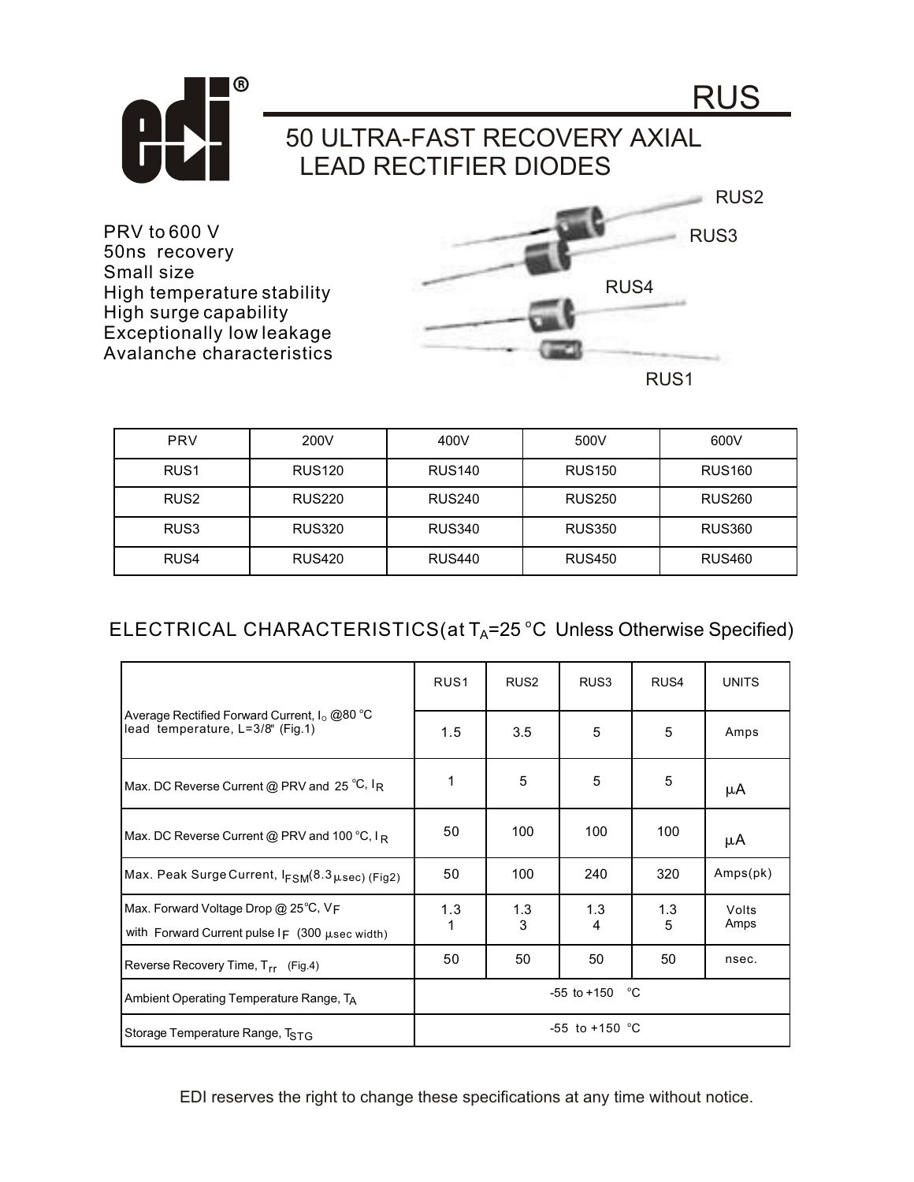# RUS

## 50 ULTRA-FAST RECOVERY AXIAL LEAD RECTIFIER DIODES

PRV to 600 V
50ns recovery
Small size
High temperature stability
High surge capability
Exceptionally low leakage
Avalanche characteristics

RUS2
RUS3
RUS4
RUS1

| PRV | 200V | 400V | 500V | 600V |
|---|---|---|---|---|
| RUS1 | RUS120 | RUS140 | RUS150 | RUS160 |
| RUS2 | RUS220 | RUS240 | RUS250 | RUS260 |
| RUS3 | RUS320 | RUS340 | RUS350 | RUS360 |
| RUS4 | RUS420 | RUS440 | RUS450 | RUS460 |

## ELECTRICAL CHARACTERISTICS(at $T_A$=25 °C Unless Otherwise Specified)

| | RUS1 | RUS2 | RUS3 | RUS4 | UNITS |
|---|---|---|---|---|---|
| Average Rectified Forward Current, $I_O$ @80 °C lead temperature, L=3/8" (Fig.1) | 1.5 | 3.5 | 5 | 5 | Amps |
| Max. DC Reverse Current @ PRV and 25 °C, $I_R$ | 1 | 5 | 5 | 5 | μA |
| Max. DC Reverse Current @ PRV and 100 °C, $I_R$ | 50 | 100 | 100 | 100 | μA |
| Max. Peak Surge Current, $I_{FSM}$(8.3 μsec) (Fig2) | 50 | 100 | 240 | 320 | Amps(pk) |
| Max. Forward Voltage Drop @ 25°C, $V_F$<br>with Forward Current pulse $I_F$ (300 μsec width) | 1.3<br>1 | 1.3<br>3 | 1.3<br>4 | 1.3<br>5 | Volts<br>Amps |
| Reverse Recovery Time, $T_{rr}$ (Fig.4) | 50 | 50 | 50 | 50 | nsec. |
| Ambient Operating Temperature Range, $T_A$ | -55 to +150 °C | | | | |
| Storage Temperature Range, $T_{STG}$ | -55 to +150 °C | | | | |

EDI reserves the right to change these specifications at any time without notice.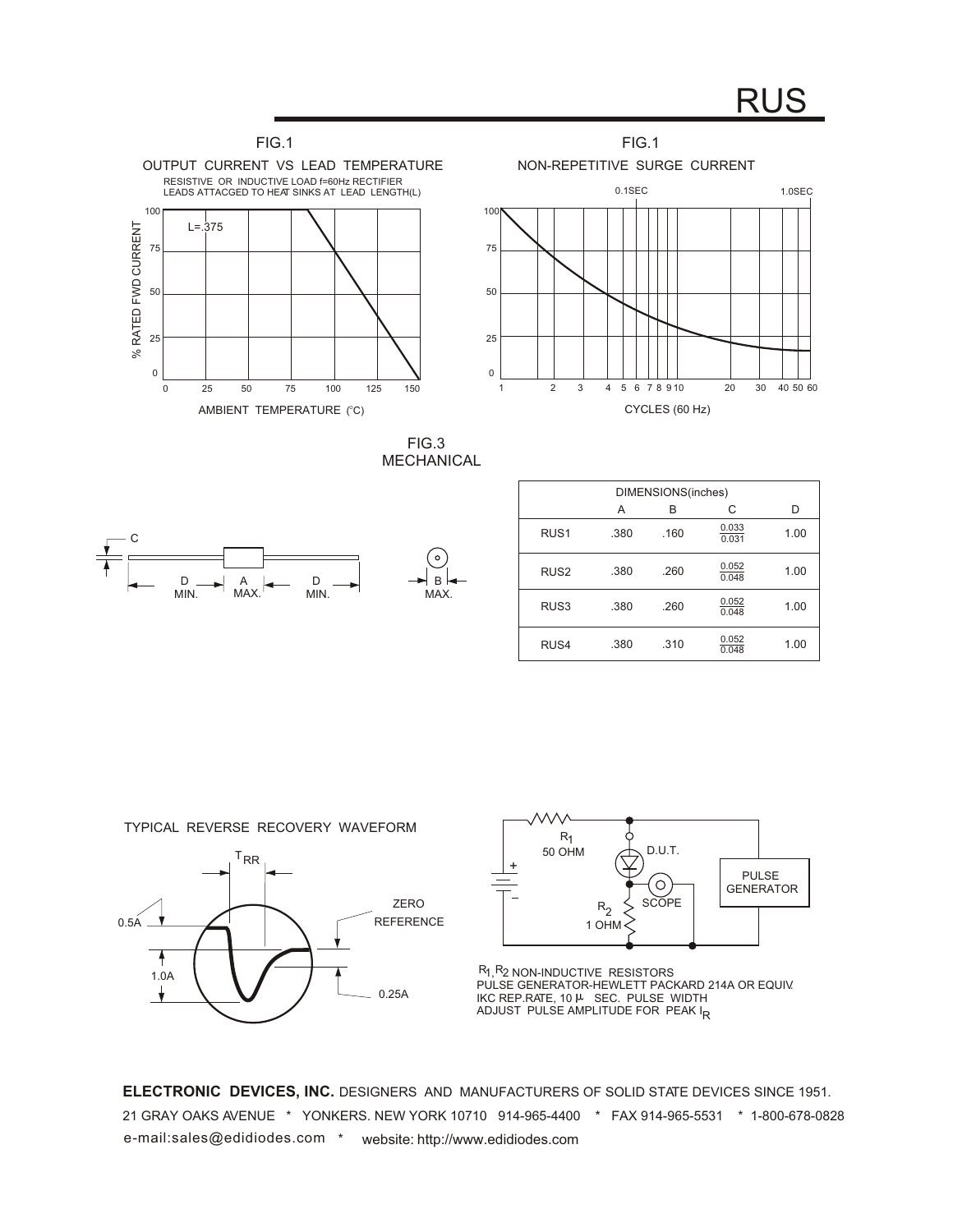# RUS

FIG.1

OUTPUT CURRENT VS LEAD TEMPERATURE

RESISTIVE OR INDUCTIVE LOAD f=60Hz RECTIFIER
LEADS ATTACGED TO HEAT SINKS AT LEAD LENGTH(L)

L=.375

% RATED FWD CURRENT

100
75
50
25
0

0 25 50 75 100 125 150

AMBIENT TEMPERATURE (°C)

FIG.1

NON-REPETITIVE SURGE CURRENT

0.1SEC
1.0SEC

100
75
50
25
0

1 2 3 4 5 6 7 8 9 10 20 30 40 50 60

CYCLES (60 Hz)

FIG.3
MECHANICAL

C

D MIN. A MAX. D MIN.

B MAX.

| | DIMENSIONS(inches) | | | |
|---|---|---|---|---|
| | A | B | C | D |
| RUS1 | .380 | .160 | $\frac{0.033}{0.031}$ | 1.00 |
| RUS2 | .380 | .260 | $\frac{0.052}{0.048}$ | 1.00 |
| RUS3 | .380 | .260 | $\frac{0.052}{0.048}$ | 1.00 |
| RUS4 | .380 | .310 | $\frac{0.052}{0.048}$ | 1.00 |

TYPICAL REVERSE RECOVERY WAVEFORM

$T_{RR}$

0.5A

1.0A

ZERO REFERENCE

0.25A

$R_1$
50 OHM

D.U.T.

$R_2$
1 OHM

SCOPE

PULSE GENERATOR

$R_1$, $R_2$ NON-INDUCTIVE RESISTORS
PULSE GENERATOR-HEWLETT PACKARD 214A OR EQUIV.
IKC REP.RATE, 10 µ SEC. PULSE WIDTH
ADJUST PULSE AMPLITUDE FOR PEAK $I_R$

**ELECTRONIC DEVICES, INC.** DESIGNERS AND MANUFACTURERS OF SOLID STATE DEVICES SINCE 1951.
21 GRAY OAKS AVENUE * YONKERS. NEW YORK 10710 914-965-4400 * FAX 914-965-5531 * 1-800-678-0828
e-mail:sales@edidiodes.com * website: http://www.edidiodes.com